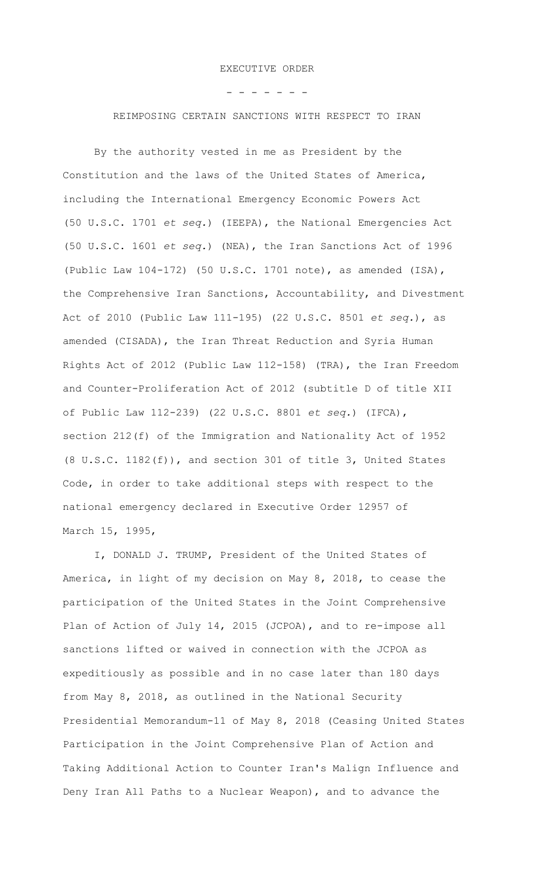# EXECUTIVE ORDER

\- - - - - - -

## REIMPOSING CERTAIN SANCTIONS WITH RESPECT TO IRAN

By the authority vested in me as President by the Constitution and the laws of the United States of America, including the International Emergency Economic Powers Act (50 U.S.C. 1701 *et seq.*) (IEEPA), the National Emergencies Act (50 U.S.C. 1601 *et seq.*) (NEA), the Iran Sanctions Act of 1996 (Public Law 104-172) (50 U.S.C. 1701 note), as amended (ISA), the Comprehensive Iran Sanctions, Accountability, and Divestment Act of 2010 (Public Law 111-195) (22 U.S.C. 8501 *et seq.*), as amended (CISADA), the Iran Threat Reduction and Syria Human Rights Act of 2012 (Public Law 112-158) (TRA), the Iran Freedom and Counter-Proliferation Act of 2012 (subtitle D of title XII of Public Law 112-239) (22 U.S.C. 8801 *et seq.*) (IFCA), section 212(f) of the Immigration and Nationality Act of 1952 (8 U.S.C. 1182(f)), and section 301 of title 3, United States Code, in order to take additional steps with respect to the national emergency declared in Executive Order 12957 of March 15, 1995,

I, DONALD J. TRUMP, President of the United States of America, in light of my decision on May 8, 2018, to cease the participation of the United States in the Joint Comprehensive Plan of Action of July 14, 2015 (JCPOA), and to re-impose all sanctions lifted or waived in connection with the JCPOA as expeditiously as possible and in no case later than 180 days from May 8, 2018, as outlined in the National Security Presidential Memorandum-11 of May 8, 2018 (Ceasing United States Participation in the Joint Comprehensive Plan of Action and Taking Additional Action to Counter Iran's Malign Influence and Deny Iran All Paths to a Nuclear Weapon), and to advance the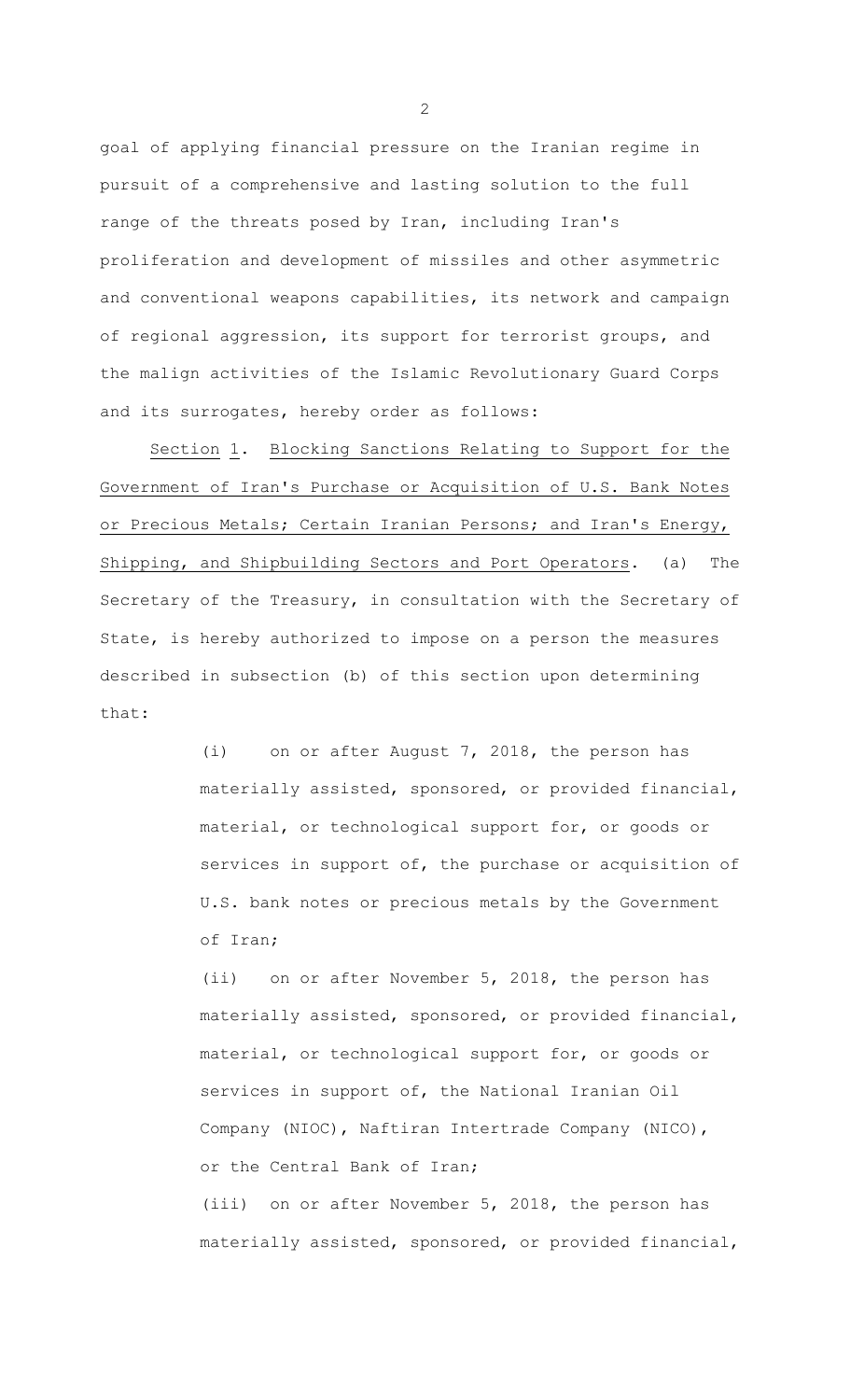goal of applying financial pressure on the Iranian regime in pursuit of a comprehensive and lasting solution to the full range of the threats posed by Iran, including Iran's proliferation and development of missiles and other asymmetric and conventional weapons capabilities, its network and campaign of regional aggression, its support for terrorist groups, and the malign activities of the Islamic Revolutionary Guard Corps and its surrogates, hereby order as follows:

Section 1. Blocking Sanctions Relating to Support for the Government of Iran's Purchase or Acquisition of U.S. Bank Notes or Precious Metals; Certain Iranian Persons; and Iran's Energy, Shipping, and Shipbuilding Sectors and Port Operators. (a) The Secretary of the Treasury, in consultation with the Secretary of State, is hereby authorized to impose on a person the measures described in subsection (b) of this section upon determining that:

(i) on or after August 7, 2018, the person has materially assisted, sponsored, or provided financial, material, or technological support for, or goods or services in support of, the purchase or acquisition of U.S. bank notes or precious metals by the Government of Iran;

(ii) on or after November 5, 2018, the person has materially assisted, sponsored, or provided financial, material, or technological support for, or goods or services in support of, the National Iranian Oil Company (NIOC), Naftiran Intertrade Company (NICO), or the Central Bank of Iran;

(iii) on or after November 5, 2018, the person has materially assisted, sponsored, or provided financial,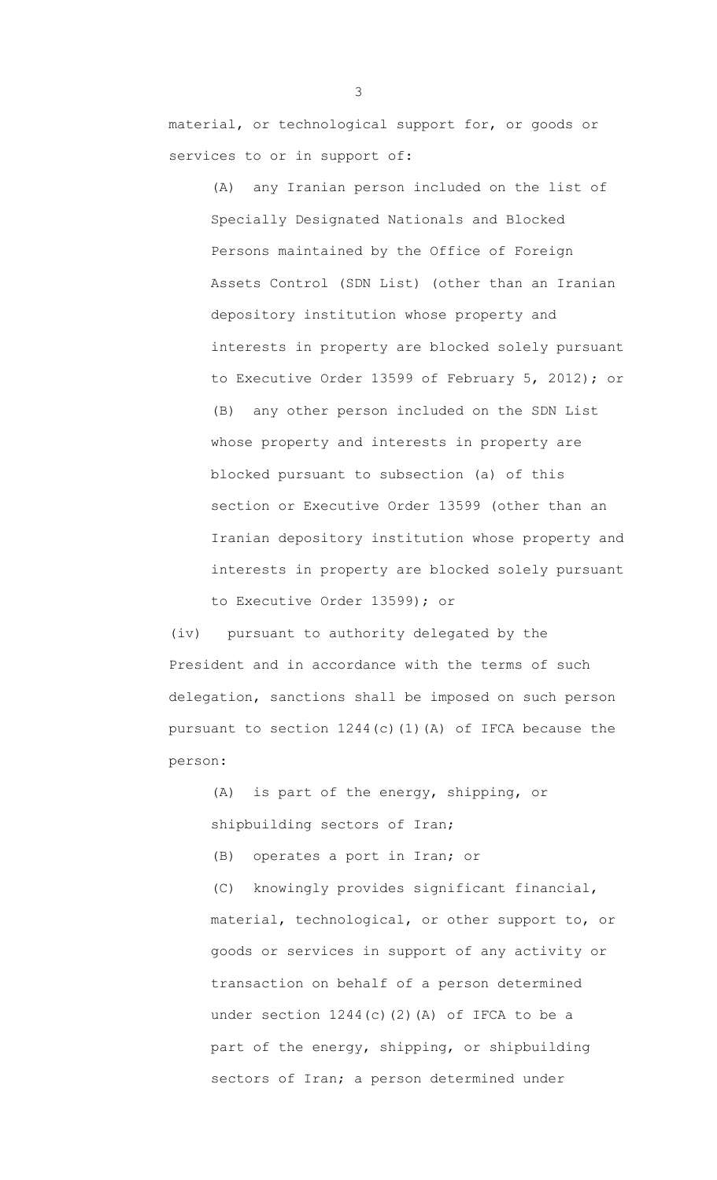material, or technological support for, or goods or services to or in support of:

(A) any Iranian person included on the list of Specially Designated Nationals and Blocked Persons maintained by the Office of Foreign Assets Control (SDN List) (other than an Iranian depository institution whose property and interests in property are blocked solely pursuant to Executive Order 13599 of February 5, 2012); or

(B) any other person included on the SDN List whose property and interests in property are blocked pursuant to subsection (a) of this section or Executive Order 13599 (other than an Iranian depository institution whose property and interests in property are blocked solely pursuant to Executive Order 13599); or

(iv) pursuant to authority delegated by the President and in accordance with the terms of such delegation, sanctions shall be imposed on such person pursuant to section 1244(c)(1)(A) of IFCA because the person:

(A) is part of the energy, shipping, or shipbuilding sectors of Iran;

(B) operates a port in Iran; or

(C) knowingly provides significant financial, material, technological, or other support to, or goods or services in support of any activity or transaction on behalf of a person determined under section 1244(c)(2)(A) of IFCA to be a part of the energy, shipping, or shipbuilding sectors of Iran; a person determined under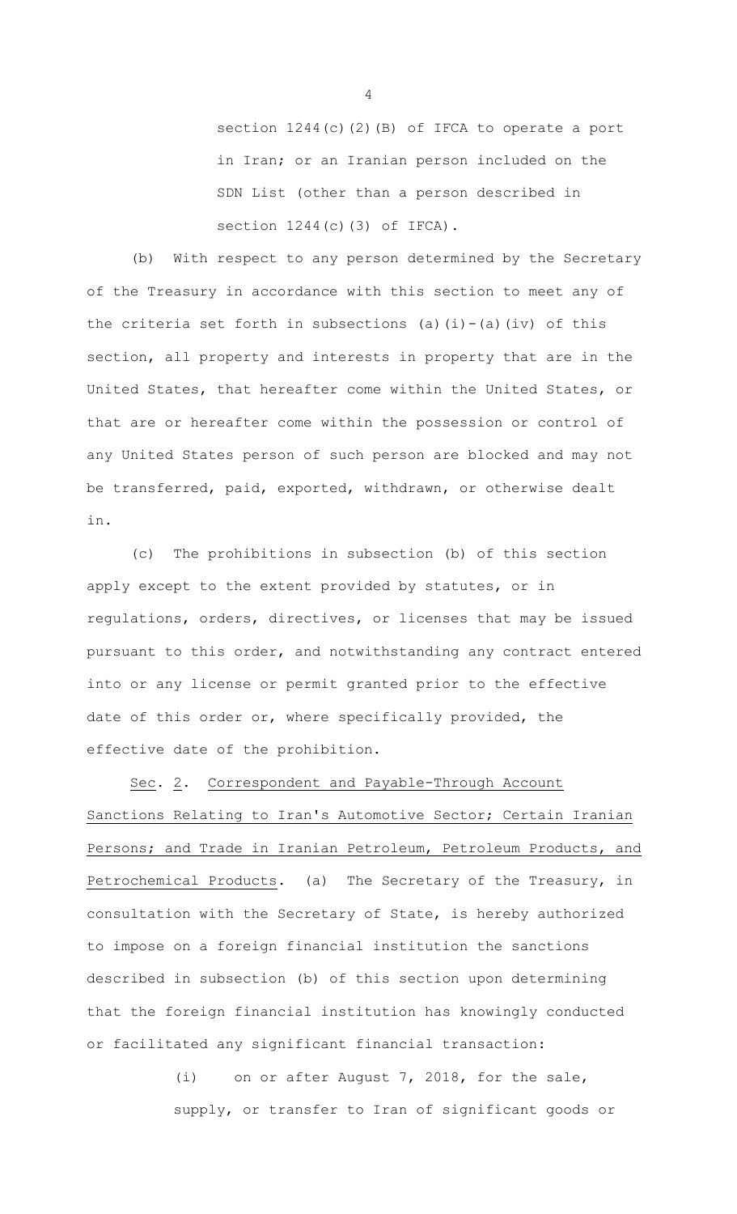section 1244(c)(2)(B) of IFCA to operate a port in Iran; or an Iranian person included on the SDN List (other than a person described in section 1244(c)(3) of IFCA).

(b) With respect to any person determined by the Secretary of the Treasury in accordance with this section to meet any of the criteria set forth in subsections (a)(i)-(a)(iv) of this section, all property and interests in property that are in the United States, that hereafter come within the United States, or that are or hereafter come within the possession or control of any United States person of such person are blocked and may not be transferred, paid, exported, withdrawn, or otherwise dealt in.

(c) The prohibitions in subsection (b) of this section apply except to the extent provided by statutes, or in regulations, orders, directives, or licenses that may be issued pursuant to this order, and notwithstanding any contract entered into or any license or permit granted prior to the effective date of this order or, where specifically provided, the effective date of the prohibition.

Sec. 2. Correspondent and Payable-Through Account Sanctions Relating to Iran's Automotive Sector; Certain Iranian Persons; and Trade in Iranian Petroleum, Petroleum Products, and Petrochemical Products. (a) The Secretary of the Treasury, in consultation with the Secretary of State, is hereby authorized to impose on a foreign financial institution the sanctions described in subsection (b) of this section upon determining that the foreign financial institution has knowingly conducted or facilitated any significant financial transaction:

(i) on or after August 7, 2018, for the sale, supply, or transfer to Iran of significant goods or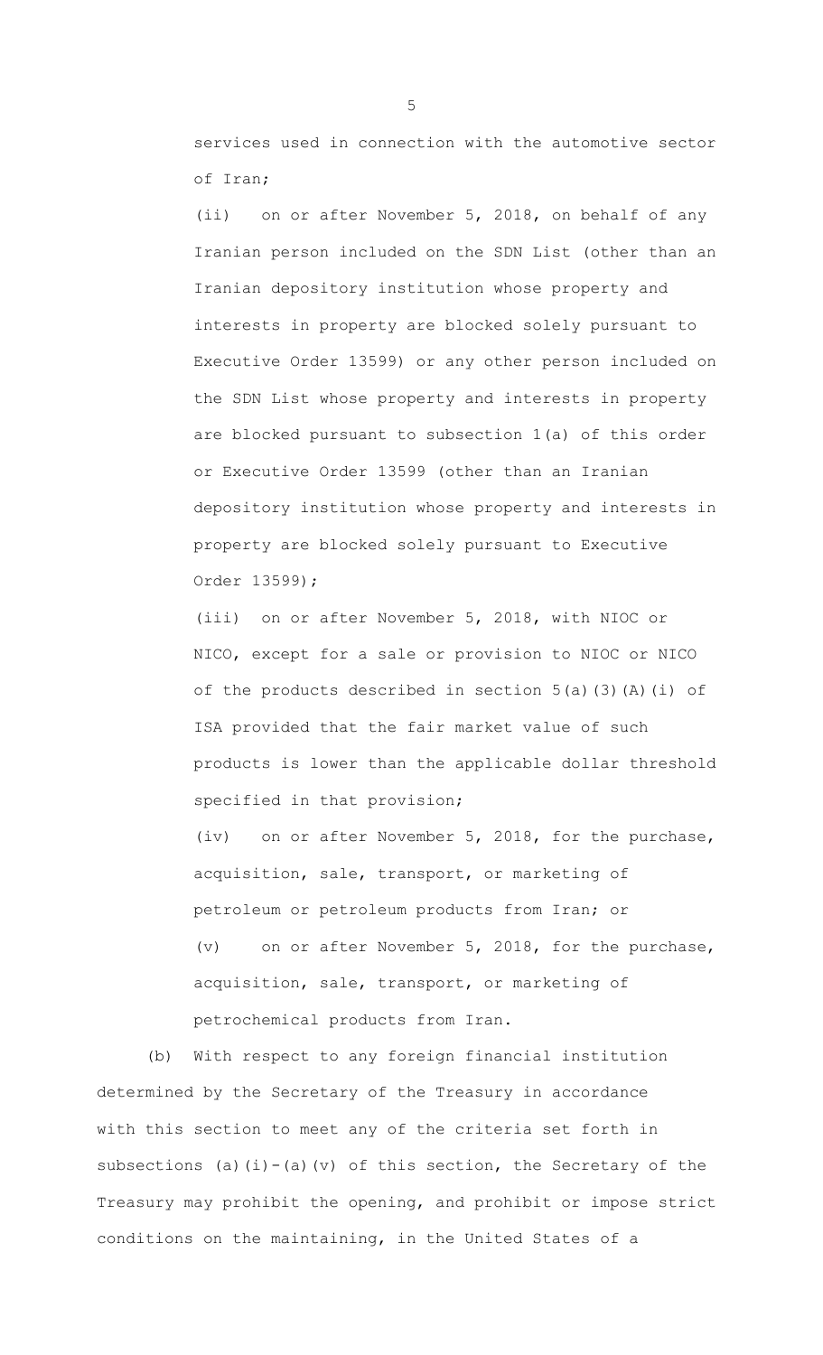services used in connection with the automotive sector of Iran;

(ii) on or after November 5, 2018, on behalf of any Iranian person included on the SDN List (other than an Iranian depository institution whose property and interests in property are blocked solely pursuant to Executive Order 13599) or any other person included on the SDN List whose property and interests in property are blocked pursuant to subsection 1(a) of this order or Executive Order 13599 (other than an Iranian depository institution whose property and interests in property are blocked solely pursuant to Executive Order 13599);

(iii) on or after November 5, 2018, with NIOC or NICO, except for a sale or provision to NIOC or NICO of the products described in section 5(a)(3)(A)(i) of ISA provided that the fair market value of such products is lower than the applicable dollar threshold specified in that provision;

(iv) on or after November 5, 2018, for the purchase, acquisition, sale, transport, or marketing of petroleum or petroleum products from Iran; or

(v) on or after November 5, 2018, for the purchase, acquisition, sale, transport, or marketing of petrochemical products from Iran.

(b) With respect to any foreign financial institution determined by the Secretary of the Treasury in accordance with this section to meet any of the criteria set forth in subsections (a)(i)-(a)(v) of this section, the Secretary of the Treasury may prohibit the opening, and prohibit or impose strict conditions on the maintaining, in the United States of a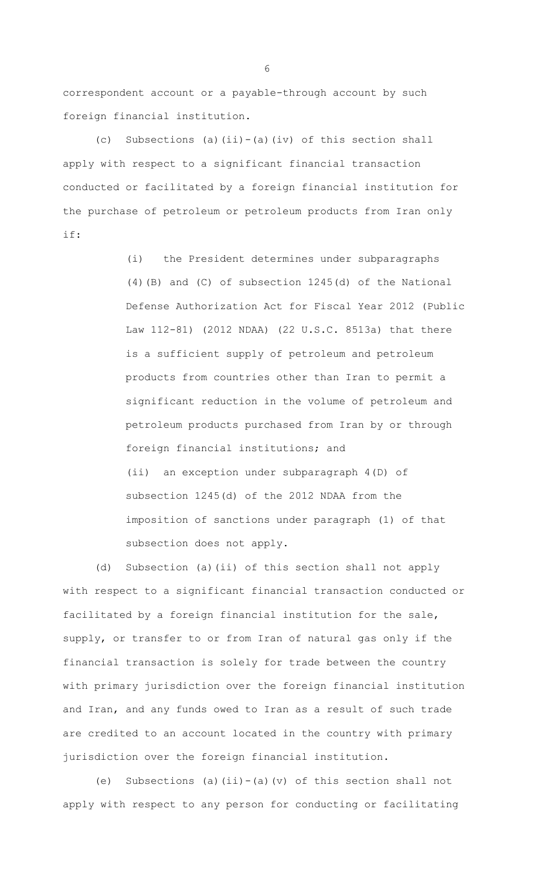correspondent account or a payable-through account by such foreign financial institution.

(c) Subsections (a)(ii)-(a)(iv) of this section shall apply with respect to a significant financial transaction conducted or facilitated by a foreign financial institution for the purchase of petroleum or petroleum products from Iran only if:

> (i) the President determines under subparagraphs (4)(B) and (C) of subsection 1245(d) of the National Defense Authorization Act for Fiscal Year 2012 (Public Law 112-81) (2012 NDAA) (22 U.S.C. 8513a) that there is a sufficient supply of petroleum and petroleum products from countries other than Iran to permit a significant reduction in the volume of petroleum and petroleum products purchased from Iran by or through foreign financial institutions; and
>
> (ii) an exception under subparagraph 4(D) of subsection 1245(d) of the 2012 NDAA from the imposition of sanctions under paragraph (1) of that subsection does not apply.

(d) Subsection (a)(ii) of this section shall not apply with respect to a significant financial transaction conducted or facilitated by a foreign financial institution for the sale, supply, or transfer to or from Iran of natural gas only if the financial transaction is solely for trade between the country with primary jurisdiction over the foreign financial institution and Iran, and any funds owed to Iran as a result of such trade are credited to an account located in the country with primary jurisdiction over the foreign financial institution.

(e) Subsections (a)(ii)-(a)(v) of this section shall not apply with respect to any person for conducting or facilitating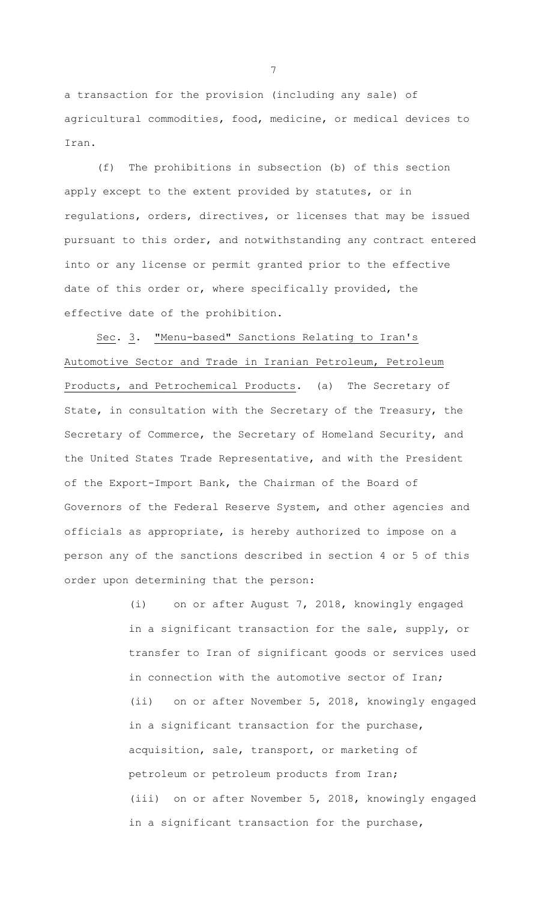a transaction for the provision (including any sale) of agricultural commodities, food, medicine, or medical devices to Iran.

(f) The prohibitions in subsection (b) of this section apply except to the extent provided by statutes, or in regulations, orders, directives, or licenses that may be issued pursuant to this order, and notwithstanding any contract entered into or any license or permit granted prior to the effective date of this order or, where specifically provided, the effective date of the prohibition.

Sec. 3. "Menu-based" Sanctions Relating to Iran's Automotive Sector and Trade in Iranian Petroleum, Petroleum Products, and Petrochemical Products. (a) The Secretary of State, in consultation with the Secretary of the Treasury, the Secretary of Commerce, the Secretary of Homeland Security, and the United States Trade Representative, and with the President of the Export-Import Bank, the Chairman of the Board of Governors of the Federal Reserve System, and other agencies and officials as appropriate, is hereby authorized to impose on a person any of the sanctions described in section 4 or 5 of this order upon determining that the person:

(i) on or after August 7, 2018, knowingly engaged in a significant transaction for the sale, supply, or transfer to Iran of significant goods or services used in connection with the automotive sector of Iran;

(ii) on or after November 5, 2018, knowingly engaged in a significant transaction for the purchase, acquisition, sale, transport, or marketing of petroleum or petroleum products from Iran;

(iii) on or after November 5, 2018, knowingly engaged in a significant transaction for the purchase,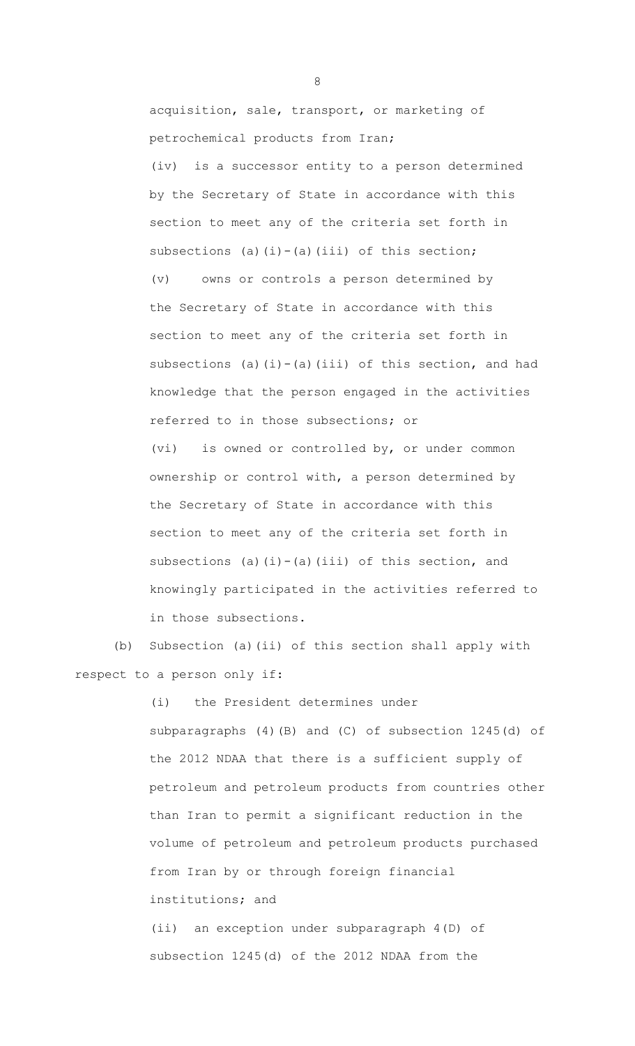acquisition, sale, transport, or marketing of petrochemical products from Iran;

(iv) is a successor entity to a person determined by the Secretary of State in accordance with this section to meet any of the criteria set forth in subsections (a)(i)-(a)(iii) of this section;

(v) owns or controls a person determined by the Secretary of State in accordance with this section to meet any of the criteria set forth in subsections (a)(i)-(a)(iii) of this section, and had knowledge that the person engaged in the activities referred to in those subsections; or

(vi) is owned or controlled by, or under common ownership or control with, a person determined by the Secretary of State in accordance with this section to meet any of the criteria set forth in subsections (a)(i)-(a)(iii) of this section, and knowingly participated in the activities referred to in those subsections.

(b) Subsection (a)(ii) of this section shall apply with respect to a person only if:

(i) the President determines under subparagraphs (4)(B) and (C) of subsection 1245(d) of the 2012 NDAA that there is a sufficient supply of petroleum and petroleum products from countries other than Iran to permit a significant reduction in the volume of petroleum and petroleum products purchased from Iran by or through foreign financial institutions; and

(ii) an exception under subparagraph 4(D) of subsection 1245(d) of the 2012 NDAA from the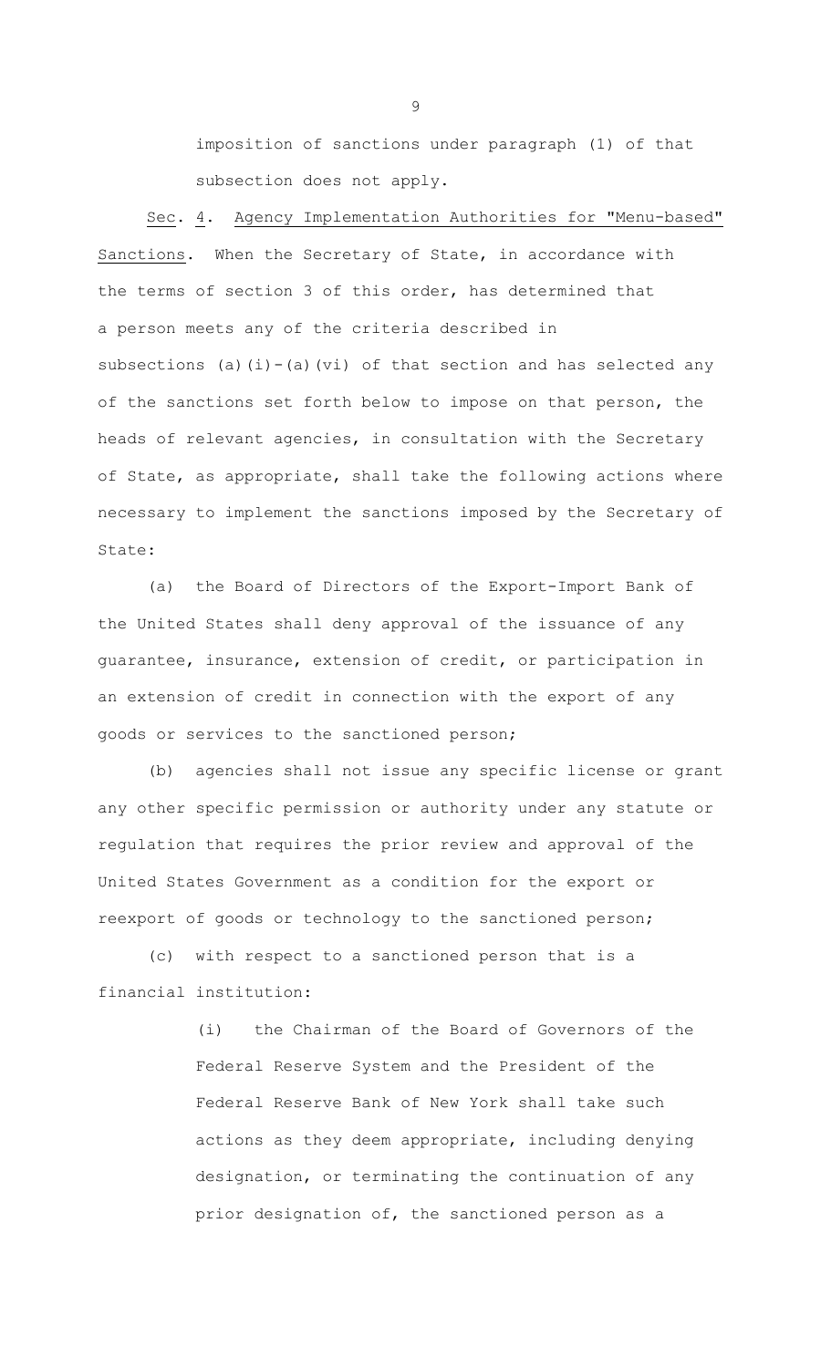imposition of sanctions under paragraph (1) of that subsection does not apply.

Sec. 4. Agency Implementation Authorities for "Menu-based" Sanctions. When the Secretary of State, in accordance with the terms of section 3 of this order, has determined that a person meets any of the criteria described in subsections (a)(i)-(a)(vi) of that section and has selected any of the sanctions set forth below to impose on that person, the heads of relevant agencies, in consultation with the Secretary of State, as appropriate, shall take the following actions where necessary to implement the sanctions imposed by the Secretary of State:

(a) the Board of Directors of the Export-Import Bank of the United States shall deny approval of the issuance of any guarantee, insurance, extension of credit, or participation in an extension of credit in connection with the export of any goods or services to the sanctioned person;

(b) agencies shall not issue any specific license or grant any other specific permission or authority under any statute or regulation that requires the prior review and approval of the United States Government as a condition for the export or reexport of goods or technology to the sanctioned person;

(c) with respect to a sanctioned person that is a financial institution:

(i) the Chairman of the Board of Governors of the Federal Reserve System and the President of the Federal Reserve Bank of New York shall take such actions as they deem appropriate, including denying designation, or terminating the continuation of any prior designation of, the sanctioned person as a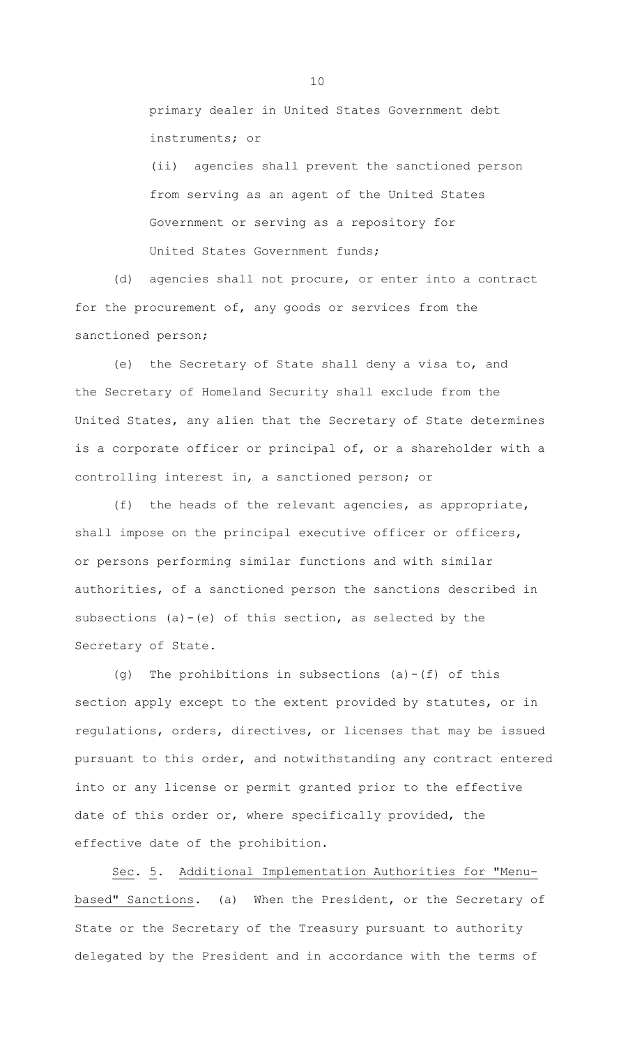primary dealer in United States Government debt instruments; or

(ii) agencies shall prevent the sanctioned person from serving as an agent of the United States Government or serving as a repository for United States Government funds;

(d) agencies shall not procure, or enter into a contract for the procurement of, any goods or services from the sanctioned person;

(e) the Secretary of State shall deny a visa to, and the Secretary of Homeland Security shall exclude from the United States, any alien that the Secretary of State determines is a corporate officer or principal of, or a shareholder with a controlling interest in, a sanctioned person; or

(f) the heads of the relevant agencies, as appropriate, shall impose on the principal executive officer or officers, or persons performing similar functions and with similar authorities, of a sanctioned person the sanctions described in subsections (a)-(e) of this section, as selected by the Secretary of State.

(g) The prohibitions in subsections (a)-(f) of this section apply except to the extent provided by statutes, or in regulations, orders, directives, or licenses that may be issued pursuant to this order, and notwithstanding any contract entered into or any license or permit granted prior to the effective date of this order or, where specifically provided, the effective date of the prohibition.

Sec. 5. Additional Implementation Authorities for "Menu-based" Sanctions. (a) When the President, or the Secretary of State or the Secretary of the Treasury pursuant to authority delegated by the President and in accordance with the terms of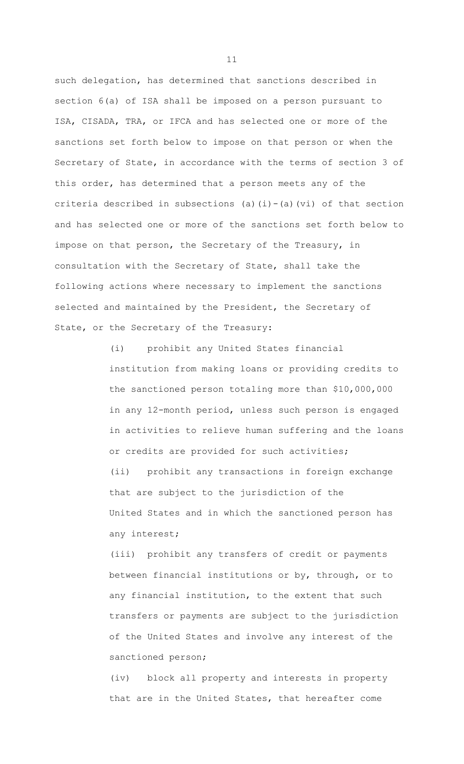such delegation, has determined that sanctions described in section 6(a) of ISA shall be imposed on a person pursuant to ISA, CISADA, TRA, or IFCA and has selected one or more of the sanctions set forth below to impose on that person or when the Secretary of State, in accordance with the terms of section 3 of this order, has determined that a person meets any of the criteria described in subsections (a)(i)-(a)(vi) of that section and has selected one or more of the sanctions set forth below to impose on that person, the Secretary of the Treasury, in consultation with the Secretary of State, shall take the following actions where necessary to implement the sanctions selected and maintained by the President, the Secretary of State, or the Secretary of the Treasury:

(i) prohibit any United States financial institution from making loans or providing credits to the sanctioned person totaling more than $10,000,000 in any 12-month period, unless such person is engaged in activities to relieve human suffering and the loans or credits are provided for such activities;

(ii) prohibit any transactions in foreign exchange that are subject to the jurisdiction of the United States and in which the sanctioned person has any interest;

(iii) prohibit any transfers of credit or payments between financial institutions or by, through, or to any financial institution, to the extent that such transfers or payments are subject to the jurisdiction of the United States and involve any interest of the sanctioned person;

(iv) block all property and interests in property that are in the United States, that hereafter come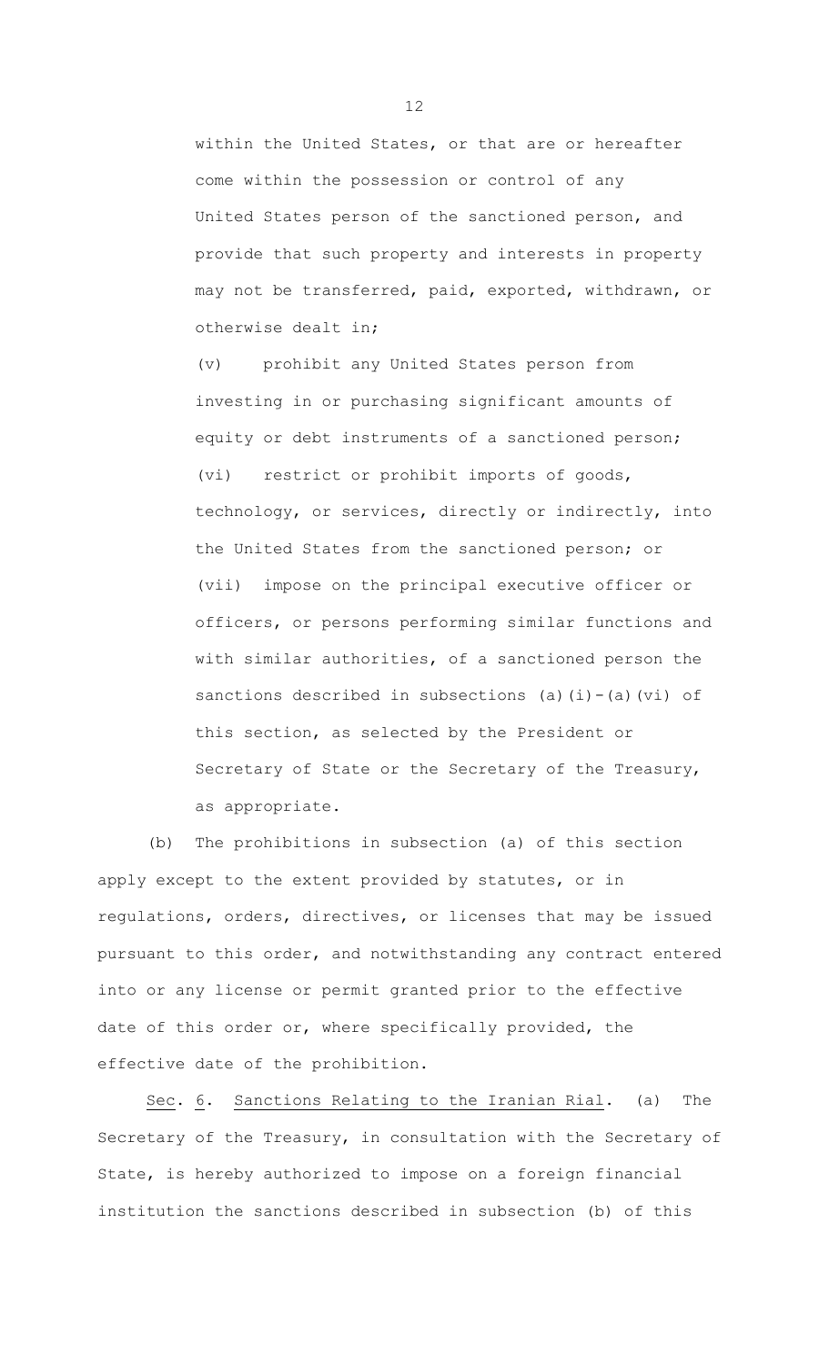within the United States, or that are or hereafter come within the possession or control of any United States person of the sanctioned person, and provide that such property and interests in property may not be transferred, paid, exported, withdrawn, or otherwise dealt in;

(v) prohibit any United States person from investing in or purchasing significant amounts of equity or debt instruments of a sanctioned person;

(vi) restrict or prohibit imports of goods, technology, or services, directly or indirectly, into the United States from the sanctioned person; or

(vii) impose on the principal executive officer or officers, or persons performing similar functions and with similar authorities, of a sanctioned person the sanctions described in subsections (a)(i)-(a)(vi) of this section, as selected by the President or Secretary of State or the Secretary of the Treasury, as appropriate.

(b) The prohibitions in subsection (a) of this section apply except to the extent provided by statutes, or in regulations, orders, directives, or licenses that may be issued pursuant to this order, and notwithstanding any contract entered into or any license or permit granted prior to the effective date of this order or, where specifically provided, the effective date of the prohibition.

Sec. 6. Sanctions Relating to the Iranian Rial. (a) The Secretary of the Treasury, in consultation with the Secretary of State, is hereby authorized to impose on a foreign financial institution the sanctions described in subsection (b) of this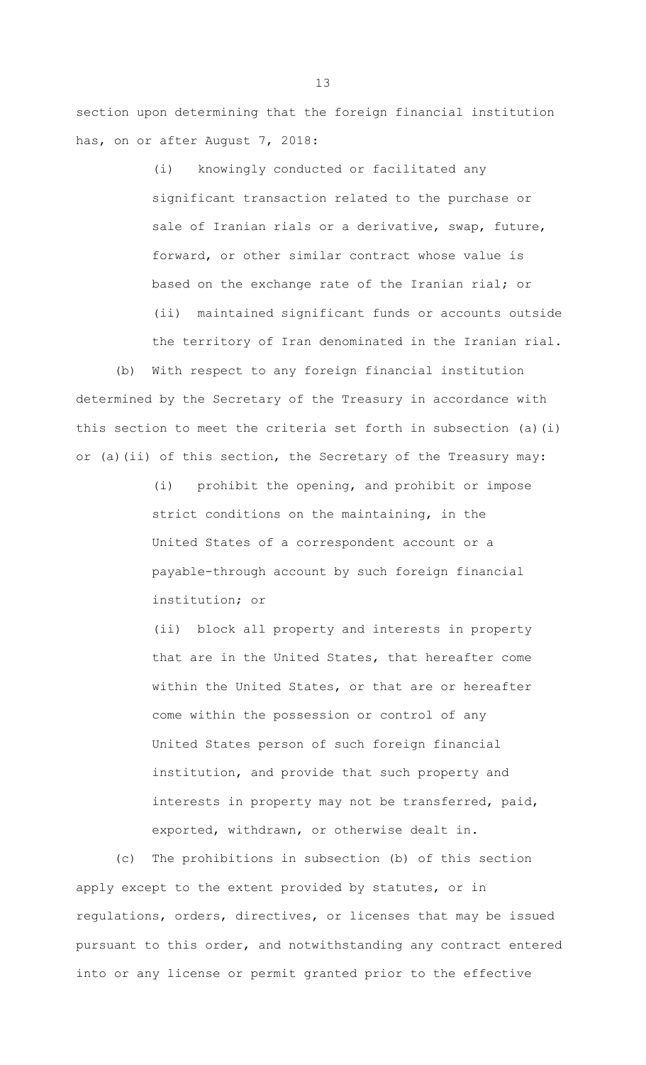section upon determining that the foreign financial institution has, on or after August 7, 2018:

(i) knowingly conducted or facilitated any significant transaction related to the purchase or sale of Iranian rials or a derivative, swap, future, forward, or other similar contract whose value is based on the exchange rate of the Iranian rial; or

(ii) maintained significant funds or accounts outside the territory of Iran denominated in the Iranian rial.

(b) With respect to any foreign financial institution determined by the Secretary of the Treasury in accordance with this section to meet the criteria set forth in subsection (a)(i) or (a)(ii) of this section, the Secretary of the Treasury may:

(i) prohibit the opening, and prohibit or impose strict conditions on the maintaining, in the United States of a correspondent account or a payable-through account by such foreign financial institution; or

(ii) block all property and interests in property that are in the United States, that hereafter come within the United States, or that are or hereafter come within the possession or control of any United States person of such foreign financial institution, and provide that such property and interests in property may not be transferred, paid, exported, withdrawn, or otherwise dealt in.

(c) The prohibitions in subsection (b) of this section apply except to the extent provided by statutes, or in regulations, orders, directives, or licenses that may be issued pursuant to this order, and notwithstanding any contract entered into or any license or permit granted prior to the effective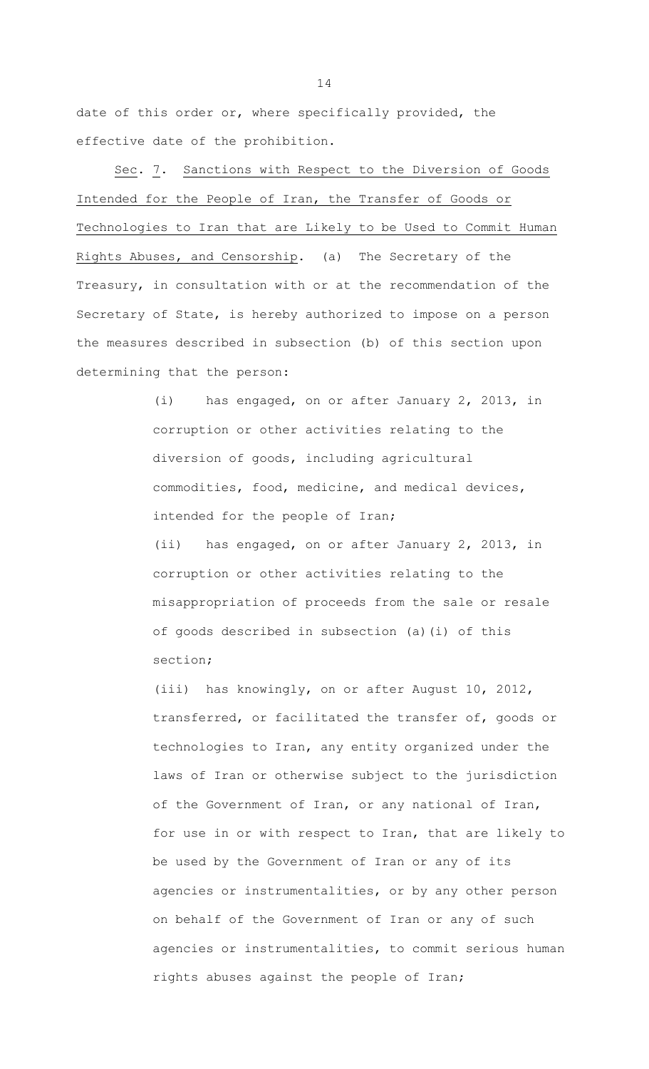date of this order or, where specifically provided, the effective date of the prohibition.

Sec. 7. Sanctions with Respect to the Diversion of Goods Intended for the People of Iran, the Transfer of Goods or Technologies to Iran that are Likely to be Used to Commit Human Rights Abuses, and Censorship. (a) The Secretary of the Treasury, in consultation with or at the recommendation of the Secretary of State, is hereby authorized to impose on a person the measures described in subsection (b) of this section upon determining that the person:

(i) has engaged, on or after January 2, 2013, in corruption or other activities relating to the diversion of goods, including agricultural commodities, food, medicine, and medical devices, intended for the people of Iran;

(ii) has engaged, on or after January 2, 2013, in corruption or other activities relating to the misappropriation of proceeds from the sale or resale of goods described in subsection (a)(i) of this section;

(iii) has knowingly, on or after August 10, 2012, transferred, or facilitated the transfer of, goods or technologies to Iran, any entity organized under the laws of Iran or otherwise subject to the jurisdiction of the Government of Iran, or any national of Iran, for use in or with respect to Iran, that are likely to be used by the Government of Iran or any of its agencies or instrumentalities, or by any other person on behalf of the Government of Iran or any of such agencies or instrumentalities, to commit serious human rights abuses against the people of Iran;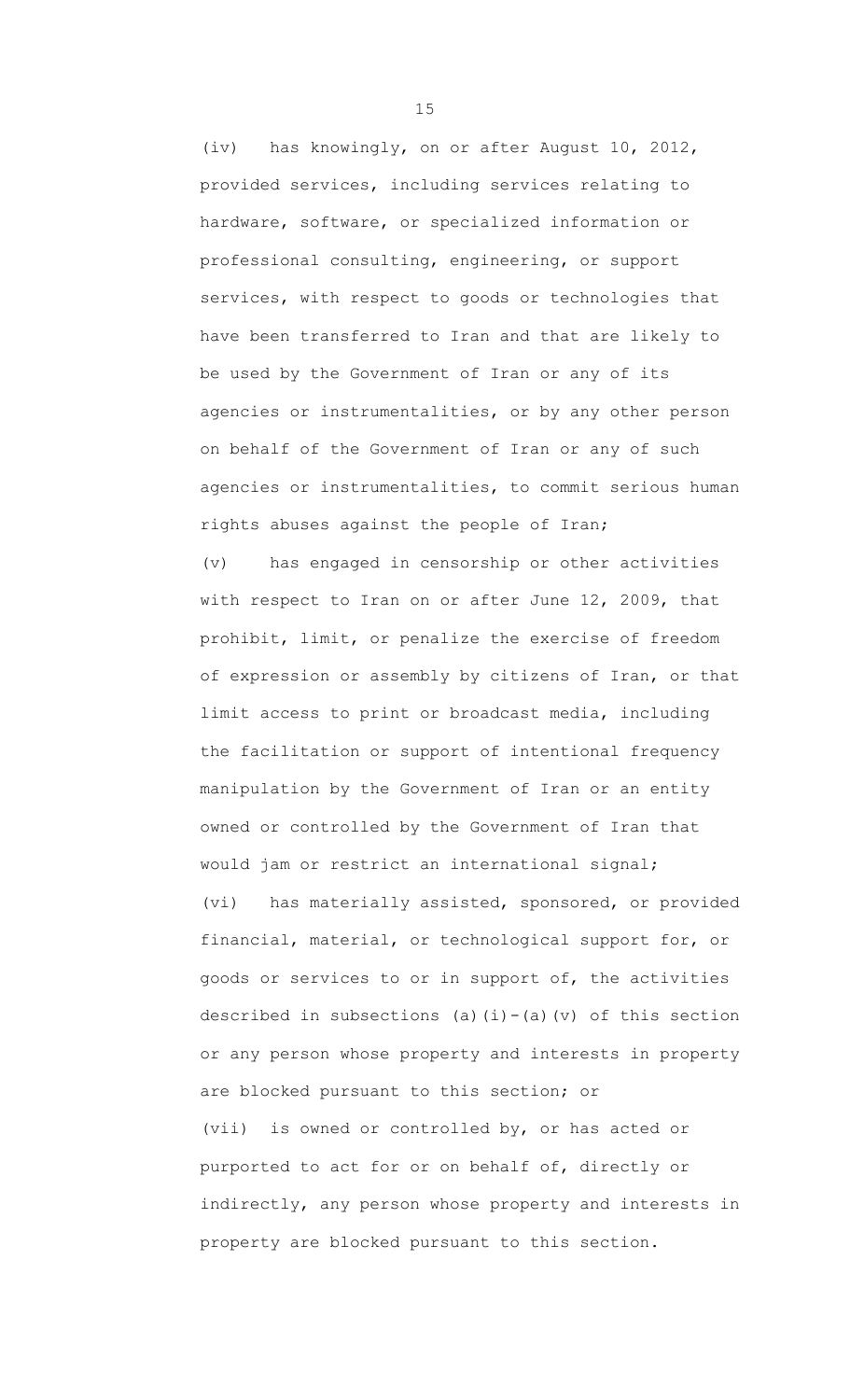(iv) has knowingly, on or after August 10, 2012, provided services, including services relating to hardware, software, or specialized information or professional consulting, engineering, or support services, with respect to goods or technologies that have been transferred to Iran and that are likely to be used by the Government of Iran or any of its agencies or instrumentalities, or by any other person on behalf of the Government of Iran or any of such agencies or instrumentalities, to commit serious human rights abuses against the people of Iran;

(v) has engaged in censorship or other activities with respect to Iran on or after June 12, 2009, that prohibit, limit, or penalize the exercise of freedom of expression or assembly by citizens of Iran, or that limit access to print or broadcast media, including the facilitation or support of intentional frequency manipulation by the Government of Iran or an entity owned or controlled by the Government of Iran that would jam or restrict an international signal;

(vi) has materially assisted, sponsored, or provided financial, material, or technological support for, or goods or services to or in support of, the activities described in subsections (a)(i)-(a)(v) of this section or any person whose property and interests in property are blocked pursuant to this section; or

(vii) is owned or controlled by, or has acted or purported to act for or on behalf of, directly or indirectly, any person whose property and interests in property are blocked pursuant to this section.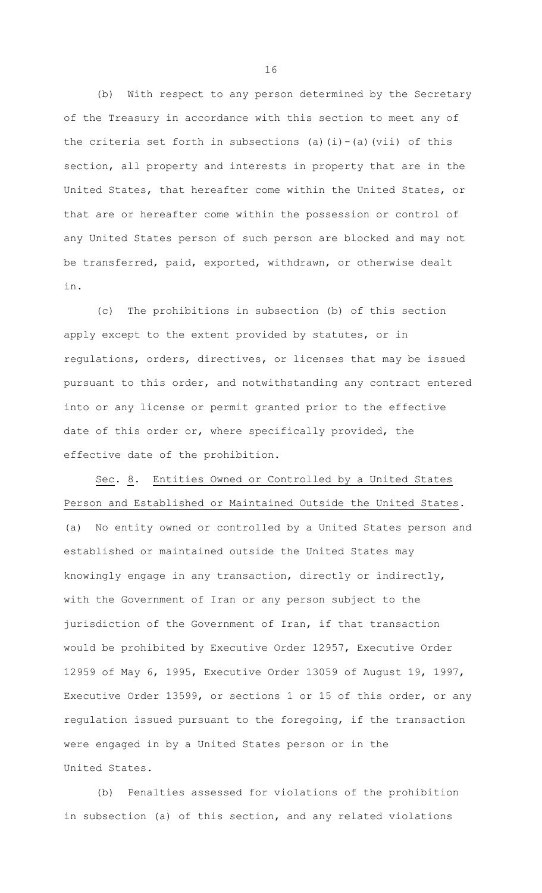(b) With respect to any person determined by the Secretary of the Treasury in accordance with this section to meet any of the criteria set forth in subsections (a)(i)-(a)(vii) of this section, all property and interests in property that are in the United States, that hereafter come within the United States, or that are or hereafter come within the possession or control of any United States person of such person are blocked and may not be transferred, paid, exported, withdrawn, or otherwise dealt in.

(c) The prohibitions in subsection (b) of this section apply except to the extent provided by statutes, or in regulations, orders, directives, or licenses that may be issued pursuant to this order, and notwithstanding any contract entered into or any license or permit granted prior to the effective date of this order or, where specifically provided, the effective date of the prohibition.

Sec. 8. Entities Owned or Controlled by a United States Person and Established or Maintained Outside the United States. (a) No entity owned or controlled by a United States person and established or maintained outside the United States may knowingly engage in any transaction, directly or indirectly, with the Government of Iran or any person subject to the jurisdiction of the Government of Iran, if that transaction would be prohibited by Executive Order 12957, Executive Order 12959 of May 6, 1995, Executive Order 13059 of August 19, 1997, Executive Order 13599, or sections 1 or 15 of this order, or any regulation issued pursuant to the foregoing, if the transaction were engaged in by a United States person or in the United States.

(b) Penalties assessed for violations of the prohibition in subsection (a) of this section, and any related violations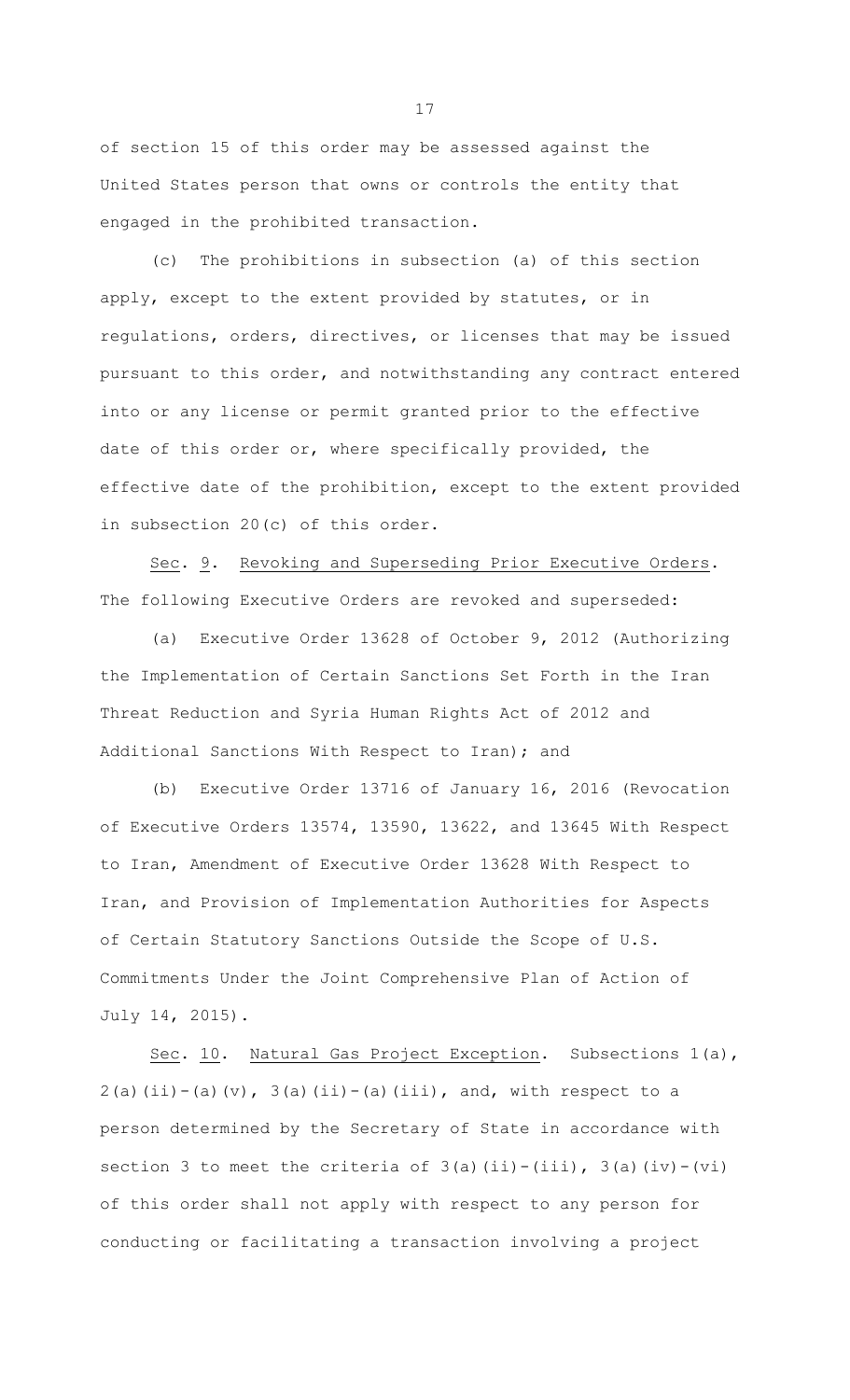of section 15 of this order may be assessed against the United States person that owns or controls the entity that engaged in the prohibited transaction.

(c) The prohibitions in subsection (a) of this section apply, except to the extent provided by statutes, or in regulations, orders, directives, or licenses that may be issued pursuant to this order, and notwithstanding any contract entered into or any license or permit granted prior to the effective date of this order or, where specifically provided, the effective date of the prohibition, except to the extent provided in subsection 20(c) of this order.

Sec. 9. Revoking and Superseding Prior Executive Orders. The following Executive Orders are revoked and superseded:

(a) Executive Order 13628 of October 9, 2012 (Authorizing the Implementation of Certain Sanctions Set Forth in the Iran Threat Reduction and Syria Human Rights Act of 2012 and Additional Sanctions With Respect to Iran); and

(b) Executive Order 13716 of January 16, 2016 (Revocation of Executive Orders 13574, 13590, 13622, and 13645 With Respect to Iran, Amendment of Executive Order 13628 With Respect to Iran, and Provision of Implementation Authorities for Aspects of Certain Statutory Sanctions Outside the Scope of U.S. Commitments Under the Joint Comprehensive Plan of Action of July 14, 2015).

Sec. 10. Natural Gas Project Exception. Subsections 1(a), 2(a)(ii)-(a)(v), 3(a)(ii)-(a)(iii), and, with respect to a person determined by the Secretary of State in accordance with section 3 to meet the criteria of 3(a)(ii)-(iii), 3(a)(iv)-(vi) of this order shall not apply with respect to any person for conducting or facilitating a transaction involving a project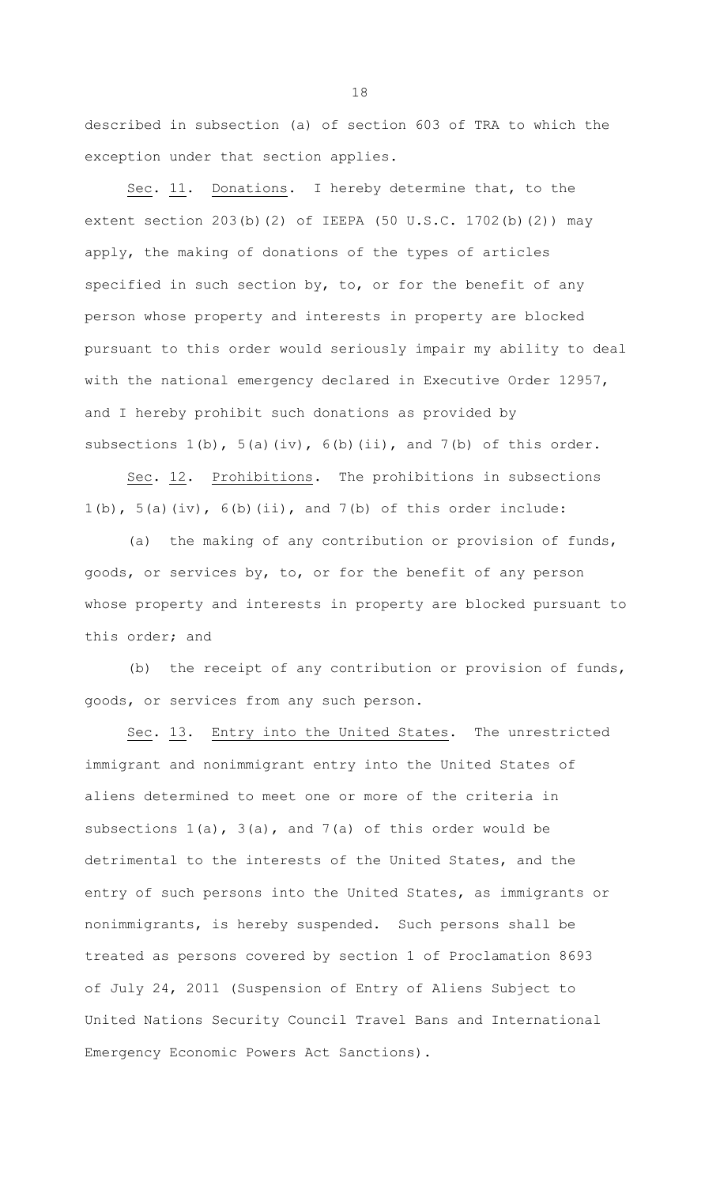described in subsection (a) of section 603 of TRA to which the exception under that section applies.

Sec. 11. Donations. I hereby determine that, to the extent section 203(b)(2) of IEEPA (50 U.S.C. 1702(b)(2)) may apply, the making of donations of the types of articles specified in such section by, to, or for the benefit of any person whose property and interests in property are blocked pursuant to this order would seriously impair my ability to deal with the national emergency declared in Executive Order 12957, and I hereby prohibit such donations as provided by subsections 1(b), 5(a)(iv), 6(b)(ii), and 7(b) of this order.

Sec. 12. Prohibitions. The prohibitions in subsections 1(b), 5(a)(iv), 6(b)(ii), and 7(b) of this order include:

(a) the making of any contribution or provision of funds, goods, or services by, to, or for the benefit of any person whose property and interests in property are blocked pursuant to this order; and

(b) the receipt of any contribution or provision of funds, goods, or services from any such person.

Sec. 13. Entry into the United States. The unrestricted immigrant and nonimmigrant entry into the United States of aliens determined to meet one or more of the criteria in subsections 1(a), 3(a), and 7(a) of this order would be detrimental to the interests of the United States, and the entry of such persons into the United States, as immigrants or nonimmigrants, is hereby suspended. Such persons shall be treated as persons covered by section 1 of Proclamation 8693 of July 24, 2011 (Suspension of Entry of Aliens Subject to United Nations Security Council Travel Bans and International Emergency Economic Powers Act Sanctions).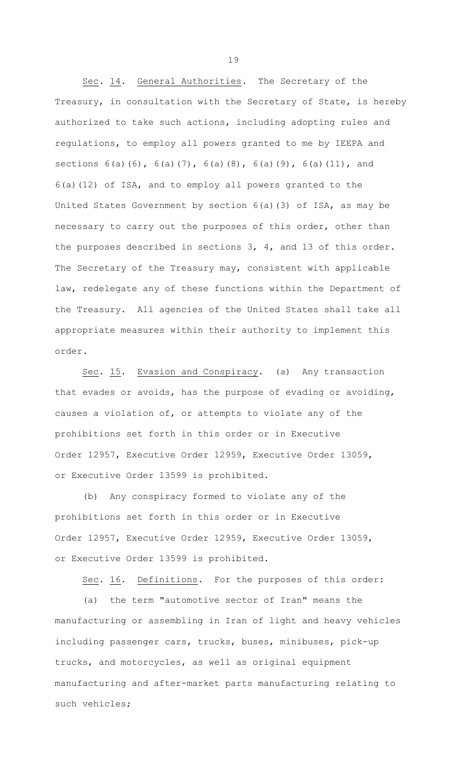Sec. 14. General Authorities. The Secretary of the Treasury, in consultation with the Secretary of State, is hereby authorized to take such actions, including adopting rules and regulations, to employ all powers granted to me by IEEPA and sections 6(a)(6), 6(a)(7), 6(a)(8), 6(a)(9), 6(a)(11), and 6(a)(12) of ISA, and to employ all powers granted to the United States Government by section 6(a)(3) of ISA, as may be necessary to carry out the purposes of this order, other than the purposes described in sections 3, 4, and 13 of this order. The Secretary of the Treasury may, consistent with applicable law, redelegate any of these functions within the Department of the Treasury. All agencies of the United States shall take all appropriate measures within their authority to implement this order.

Sec. 15. Evasion and Conspiracy. (a) Any transaction that evades or avoids, has the purpose of evading or avoiding, causes a violation of, or attempts to violate any of the prohibitions set forth in this order or in Executive Order 12957, Executive Order 12959, Executive Order 13059, or Executive Order 13599 is prohibited.

(b) Any conspiracy formed to violate any of the prohibitions set forth in this order or in Executive Order 12957, Executive Order 12959, Executive Order 13059, or Executive Order 13599 is prohibited.

Sec. 16. Definitions. For the purposes of this order:

(a) the term "automotive sector of Iran" means the manufacturing or assembling in Iran of light and heavy vehicles including passenger cars, trucks, buses, minibuses, pick-up trucks, and motorcycles, as well as original equipment manufacturing and after-market parts manufacturing relating to such vehicles;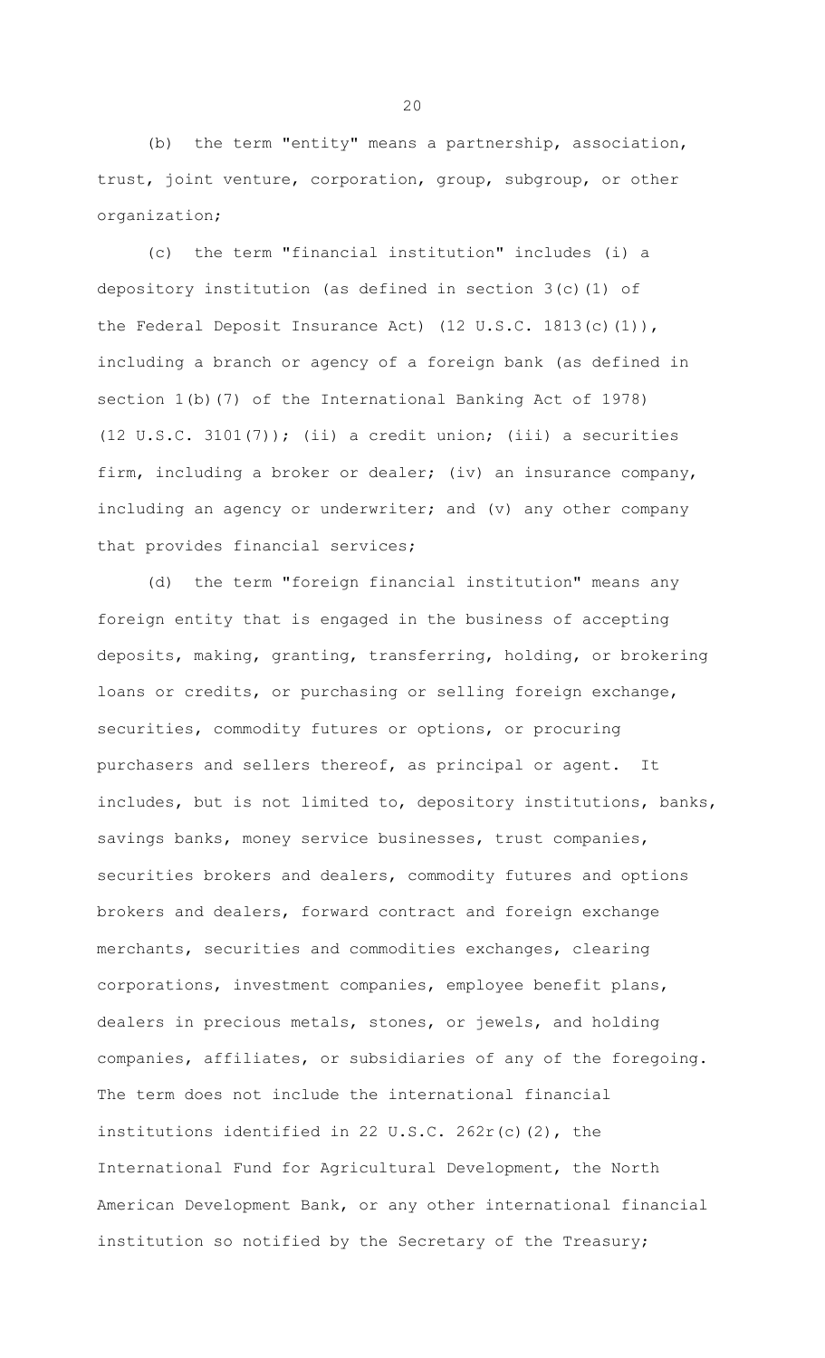(b) the term "entity" means a partnership, association, trust, joint venture, corporation, group, subgroup, or other organization;

(c) the term "financial institution" includes (i) a depository institution (as defined in section 3(c)(1) of the Federal Deposit Insurance Act) (12 U.S.C. 1813(c)(1)), including a branch or agency of a foreign bank (as defined in section 1(b)(7) of the International Banking Act of 1978) (12 U.S.C. 3101(7)); (ii) a credit union; (iii) a securities firm, including a broker or dealer; (iv) an insurance company, including an agency or underwriter; and (v) any other company that provides financial services;

(d) the term "foreign financial institution" means any foreign entity that is engaged in the business of accepting deposits, making, granting, transferring, holding, or brokering loans or credits, or purchasing or selling foreign exchange, securities, commodity futures or options, or procuring purchasers and sellers thereof, as principal or agent. It includes, but is not limited to, depository institutions, banks, savings banks, money service businesses, trust companies, securities brokers and dealers, commodity futures and options brokers and dealers, forward contract and foreign exchange merchants, securities and commodities exchanges, clearing corporations, investment companies, employee benefit plans, dealers in precious metals, stones, or jewels, and holding companies, affiliates, or subsidiaries of any of the foregoing. The term does not include the international financial institutions identified in 22 U.S.C. 262r(c)(2), the International Fund for Agricultural Development, the North American Development Bank, or any other international financial institution so notified by the Secretary of the Treasury;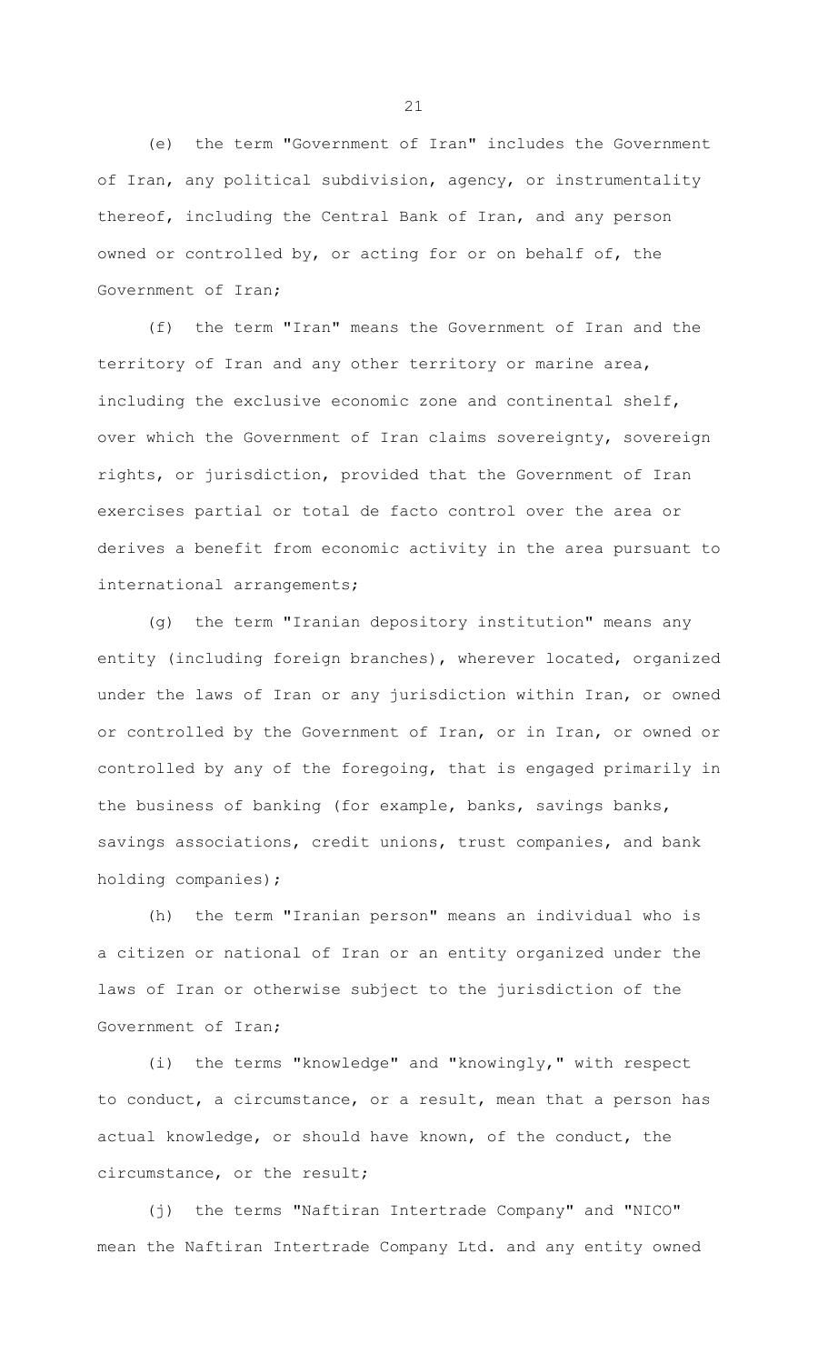(e) the term "Government of Iran" includes the Government of Iran, any political subdivision, agency, or instrumentality thereof, including the Central Bank of Iran, and any person owned or controlled by, or acting for or on behalf of, the Government of Iran;

(f) the term "Iran" means the Government of Iran and the territory of Iran and any other territory or marine area, including the exclusive economic zone and continental shelf, over which the Government of Iran claims sovereignty, sovereign rights, or jurisdiction, provided that the Government of Iran exercises partial or total de facto control over the area or derives a benefit from economic activity in the area pursuant to international arrangements;

(g) the term "Iranian depository institution" means any entity (including foreign branches), wherever located, organized under the laws of Iran or any jurisdiction within Iran, or owned or controlled by the Government of Iran, or in Iran, or owned or controlled by any of the foregoing, that is engaged primarily in the business of banking (for example, banks, savings banks, savings associations, credit unions, trust companies, and bank holding companies);

(h) the term "Iranian person" means an individual who is a citizen or national of Iran or an entity organized under the laws of Iran or otherwise subject to the jurisdiction of the Government of Iran;

(i) the terms "knowledge" and "knowingly," with respect to conduct, a circumstance, or a result, mean that a person has actual knowledge, or should have known, of the conduct, the circumstance, or the result;

(j) the terms "Naftiran Intertrade Company" and "NICO" mean the Naftiran Intertrade Company Ltd. and any entity owned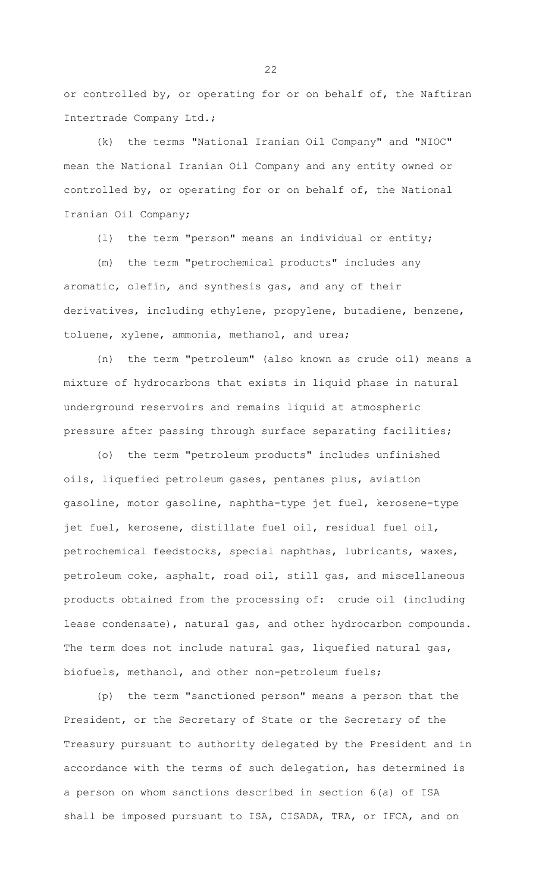or controlled by, or operating for or on behalf of, the Naftiran Intertrade Company Ltd.;

(k) the terms "National Iranian Oil Company" and "NIOC" mean the National Iranian Oil Company and any entity owned or controlled by, or operating for or on behalf of, the National Iranian Oil Company;

(l) the term "person" means an individual or entity;

(m) the term "petrochemical products" includes any aromatic, olefin, and synthesis gas, and any of their derivatives, including ethylene, propylene, butadiene, benzene, toluene, xylene, ammonia, methanol, and urea;

(n) the term "petroleum" (also known as crude oil) means a mixture of hydrocarbons that exists in liquid phase in natural underground reservoirs and remains liquid at atmospheric pressure after passing through surface separating facilities;

(o) the term "petroleum products" includes unfinished oils, liquefied petroleum gases, pentanes plus, aviation gasoline, motor gasoline, naphtha-type jet fuel, kerosene-type jet fuel, kerosene, distillate fuel oil, residual fuel oil, petrochemical feedstocks, special naphthas, lubricants, waxes, petroleum coke, asphalt, road oil, still gas, and miscellaneous products obtained from the processing of: crude oil (including lease condensate), natural gas, and other hydrocarbon compounds. The term does not include natural gas, liquefied natural gas, biofuels, methanol, and other non-petroleum fuels;

(p) the term "sanctioned person" means a person that the President, or the Secretary of State or the Secretary of the Treasury pursuant to authority delegated by the President and in accordance with the terms of such delegation, has determined is a person on whom sanctions described in section 6(a) of ISA shall be imposed pursuant to ISA, CISADA, TRA, or IFCA, and on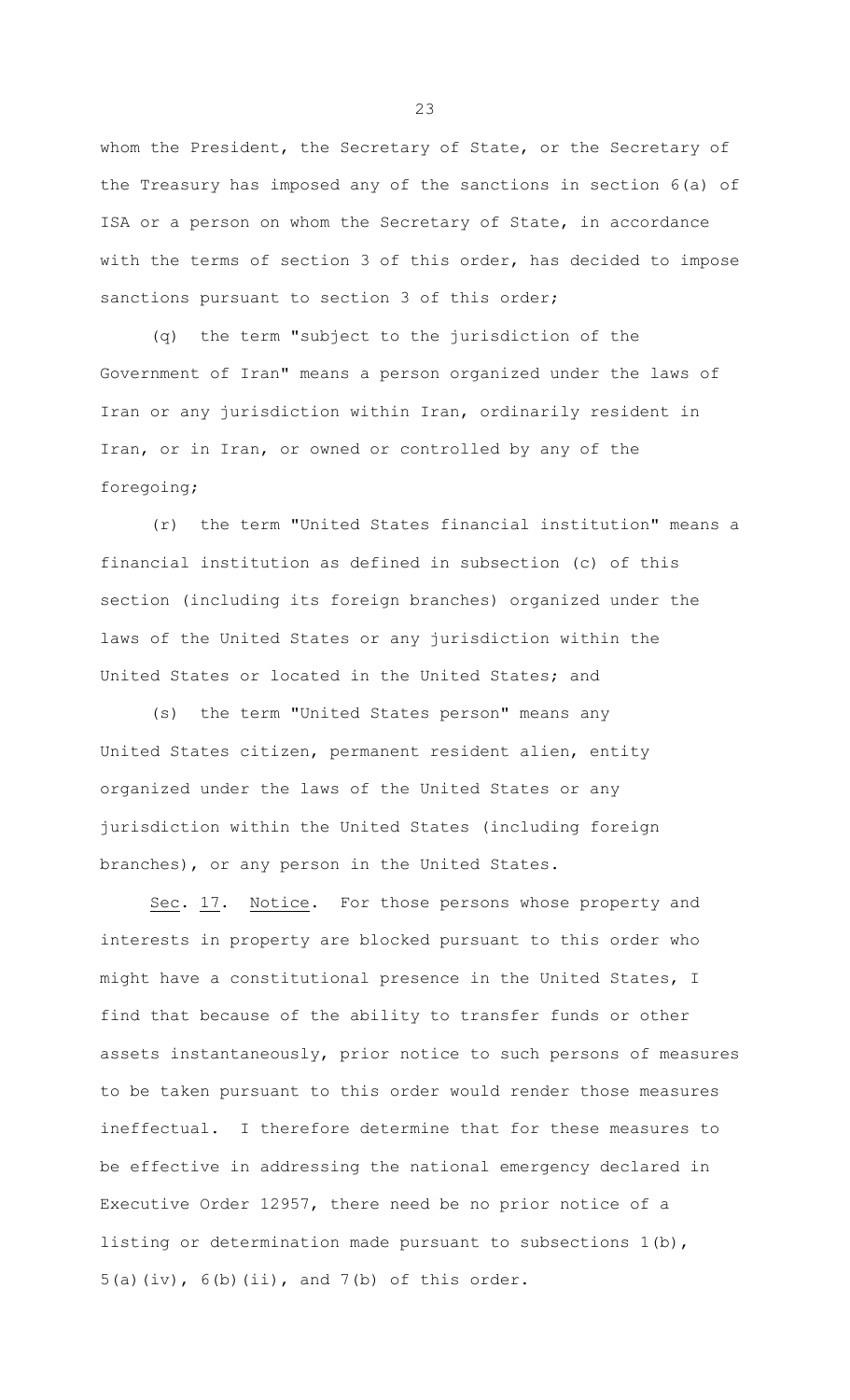whom the President, the Secretary of State, or the Secretary of the Treasury has imposed any of the sanctions in section 6(a) of ISA or a person on whom the Secretary of State, in accordance with the terms of section 3 of this order, has decided to impose sanctions pursuant to section 3 of this order;

(q) the term "subject to the jurisdiction of the Government of Iran" means a person organized under the laws of Iran or any jurisdiction within Iran, ordinarily resident in Iran, or in Iran, or owned or controlled by any of the foregoing;

(r) the term "United States financial institution" means a financial institution as defined in subsection (c) of this section (including its foreign branches) organized under the laws of the United States or any jurisdiction within the United States or located in the United States; and

(s) the term "United States person" means any United States citizen, permanent resident alien, entity organized under the laws of the United States or any jurisdiction within the United States (including foreign branches), or any person in the United States.

Sec. 17. Notice. For those persons whose property and interests in property are blocked pursuant to this order who might have a constitutional presence in the United States, I find that because of the ability to transfer funds or other assets instantaneously, prior notice to such persons of measures to be taken pursuant to this order would render those measures ineffectual. I therefore determine that for these measures to be effective in addressing the national emergency declared in Executive Order 12957, there need be no prior notice of a listing or determination made pursuant to subsections 1(b), 5(a)(iv), 6(b)(ii), and 7(b) of this order.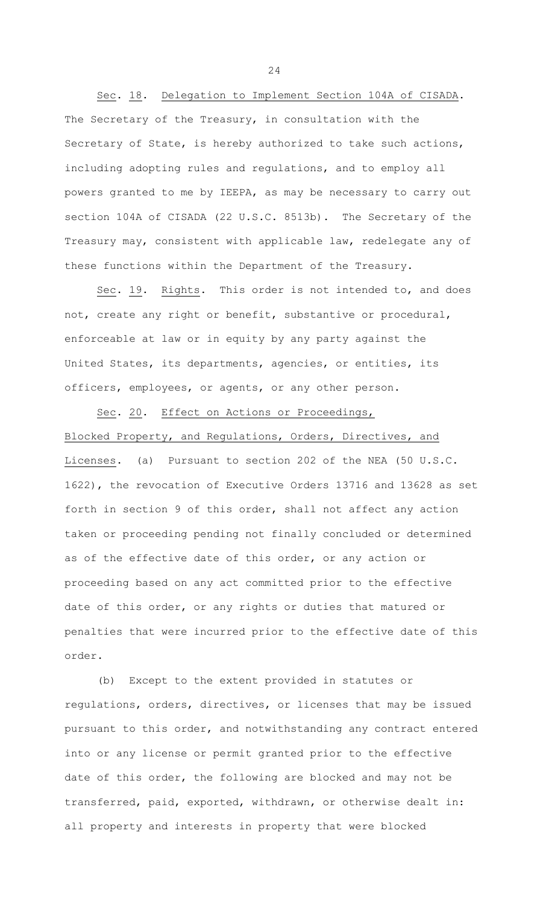Sec. 18. Delegation to Implement Section 104A of CISADA. The Secretary of the Treasury, in consultation with the Secretary of State, is hereby authorized to take such actions, including adopting rules and regulations, and to employ all powers granted to me by IEEPA, as may be necessary to carry out section 104A of CISADA (22 U.S.C. 8513b). The Secretary of the Treasury may, consistent with applicable law, redelegate any of these functions within the Department of the Treasury.

Sec. 19. Rights. This order is not intended to, and does not, create any right or benefit, substantive or procedural, enforceable at law or in equity by any party against the United States, its departments, agencies, or entities, its officers, employees, or agents, or any other person.

Sec. 20. Effect on Actions or Proceedings, Blocked Property, and Regulations, Orders, Directives, and Licenses. (a) Pursuant to section 202 of the NEA (50 U.S.C. 1622), the revocation of Executive Orders 13716 and 13628 as set forth in section 9 of this order, shall not affect any action taken or proceeding pending not finally concluded or determined as of the effective date of this order, or any action or proceeding based on any act committed prior to the effective date of this order, or any rights or duties that matured or penalties that were incurred prior to the effective date of this order.

(b) Except to the extent provided in statutes or regulations, orders, directives, or licenses that may be issued pursuant to this order, and notwithstanding any contract entered into or any license or permit granted prior to the effective date of this order, the following are blocked and may not be transferred, paid, exported, withdrawn, or otherwise dealt in: all property and interests in property that were blocked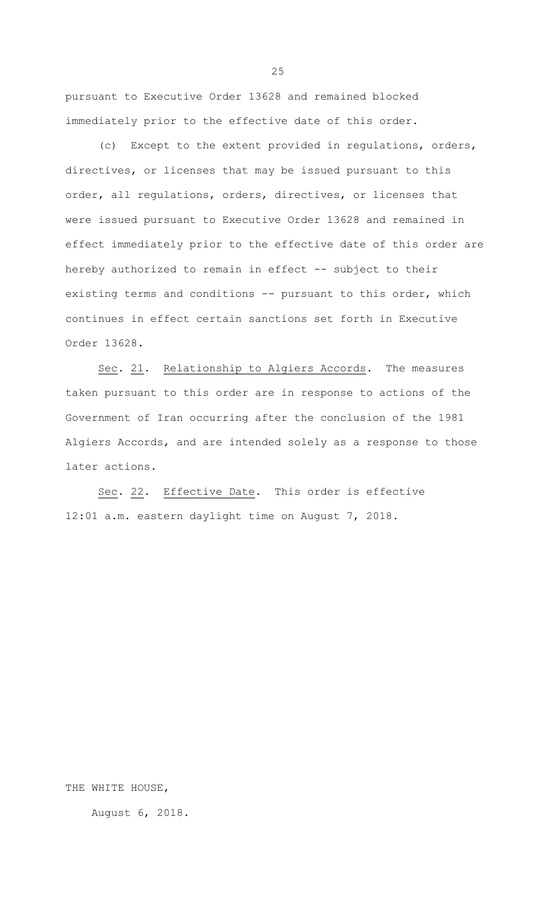pursuant to Executive Order 13628 and remained blocked immediately prior to the effective date of this order.

(c) Except to the extent provided in regulations, orders, directives, or licenses that may be issued pursuant to this order, all regulations, orders, directives, or licenses that were issued pursuant to Executive Order 13628 and remained in effect immediately prior to the effective date of this order are hereby authorized to remain in effect -- subject to their existing terms and conditions -- pursuant to this order, which continues in effect certain sanctions set forth in Executive Order 13628.

Sec. 21. Relationship to Algiers Accords. The measures taken pursuant to this order are in response to actions of the Government of Iran occurring after the conclusion of the 1981 Algiers Accords, and are intended solely as a response to those later actions.

Sec. 22. Effective Date. This order is effective 12:01 a.m. eastern daylight time on August 7, 2018.

THE WHITE HOUSE,

August 6, 2018.